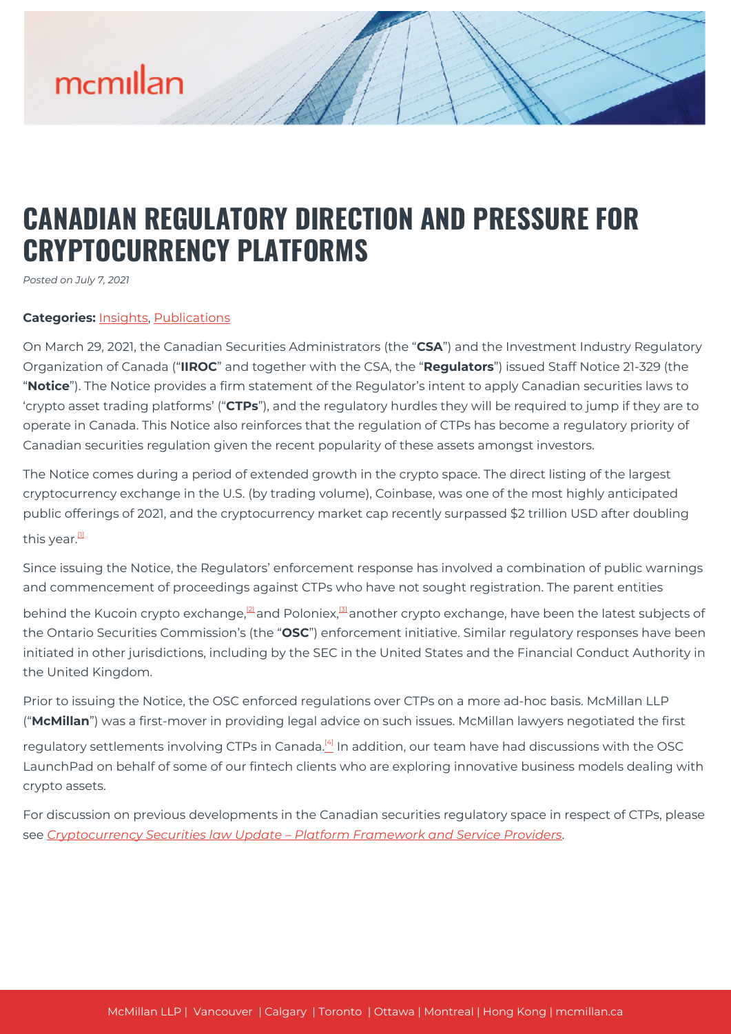# CANADIAN REGULATORY DIRECTION AND PRESSURE FOR CRYPTOCURRENCY PLATFORMS

*Posted on July 7, 2021*

**Categories:** Insights, Publications

On March 29, 2021, the Canadian Securities Administrators (the "**CSA**") and the Investment Industry Regulatory Organization of Canada ("**IIROC**" and together with the CSA, the "**Regulators**") issued Staff Notice 21-329 (the "**Notice**"). The Notice provides a firm statement of the Regulator's intent to apply Canadian securities laws to 'crypto asset trading platforms' ("**CTPs**"), and the regulatory hurdles they will be required to jump if they are to operate in Canada. This Notice also reinforces that the regulation of CTPs has become a regulatory priority of Canadian securities regulation given the recent popularity of these assets amongst investors.

The Notice comes during a period of extended growth in the crypto space. The direct listing of the largest cryptocurrency exchange in the U.S. (by trading volume), Coinbase, was one of the most highly anticipated public offerings of 2021, and the cryptocurrency market cap recently surpassed $2 trillion USD after doubling this year.[1]

Since issuing the Notice, the Regulators' enforcement response has involved a combination of public warnings and commencement of proceedings against CTPs who have not sought registration. The parent entities behind the Kucoin crypto exchange,[2] and Poloniex,[3] another crypto exchange, have been the latest subjects of the Ontario Securities Commission's (the "**OSC**") enforcement initiative. Similar regulatory responses have been initiated in other jurisdictions, including by the SEC in the United States and the Financial Conduct Authority in the United Kingdom.

Prior to issuing the Notice, the OSC enforced regulations over CTPs on a more ad-hoc basis. McMillan LLP ("**McMillan**") was a first-mover in providing legal advice on such issues. McMillan lawyers negotiated the first regulatory settlements involving CTPs in Canada.[4] In addition, our team have had discussions with the OSC LaunchPad on behalf of some of our fintech clients who are exploring innovative business models dealing with crypto assets.

For discussion on previous developments in the Canadian securities regulatory space in respect of CTPs, please see *Cryptocurrency Securities law Update – Platform Framework and Service Providers*.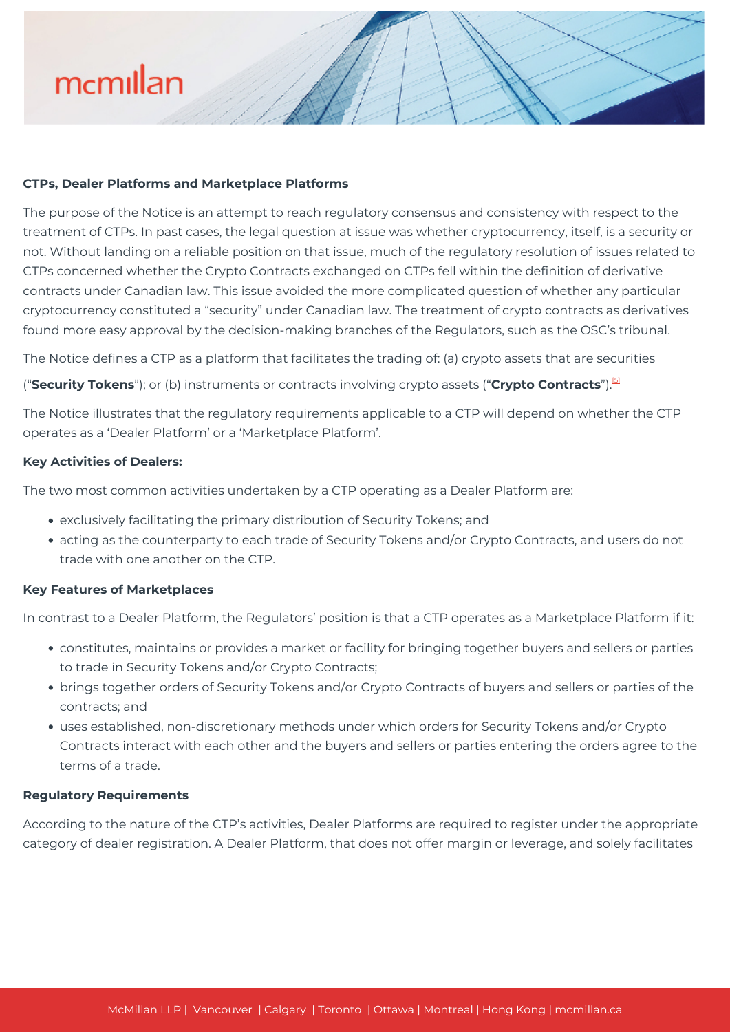**CTPs, Dealer Platforms and Marketplace Platforms**

The purpose of the Notice is an attempt to reach regulatory consensus and consistency with respect to the treatment of CTPs. In past cases, the legal question at issue was whether cryptocurrency, itself, is a security or not. Without landing on a reliable position on that issue, much of the regulatory resolution of issues related to CTPs concerned whether the Crypto Contracts exchanged on CTPs fell within the definition of derivative contracts under Canadian law. This issue avoided the more complicated question of whether any particular cryptocurrency constituted a "security" under Canadian law. The treatment of crypto contracts as derivatives found more easy approval by the decision-making branches of the Regulators, such as the OSC's tribunal.

The Notice defines a CTP as a platform that facilitates the trading of: (a) crypto assets that are securities ("**Security Tokens**"); or (b) instruments or contracts involving crypto assets ("**Crypto Contracts**").[5]

The Notice illustrates that the regulatory requirements applicable to a CTP will depend on whether the CTP operates as a 'Dealer Platform' or a 'Marketplace Platform'.

**Key Activities of Dealers:**

The two most common activities undertaken by a CTP operating as a Dealer Platform are:

- exclusively facilitating the primary distribution of Security Tokens; and
- acting as the counterparty to each trade of Security Tokens and/or Crypto Contracts, and users do not trade with one another on the CTP.

**Key Features of Marketplaces**

In contrast to a Dealer Platform, the Regulators' position is that a CTP operates as a Marketplace Platform if it:

- constitutes, maintains or provides a market or facility for bringing together buyers and sellers or parties to trade in Security Tokens and/or Crypto Contracts;
- brings together orders of Security Tokens and/or Crypto Contracts of buyers and sellers or parties of the contracts; and
- uses established, non-discretionary methods under which orders for Security Tokens and/or Crypto Contracts interact with each other and the buyers and sellers or parties entering the orders agree to the terms of a trade.

**Regulatory Requirements**

According to the nature of the CTP's activities, Dealer Platforms are required to register under the appropriate category of dealer registration. A Dealer Platform, that does not offer margin or leverage, and solely facilitates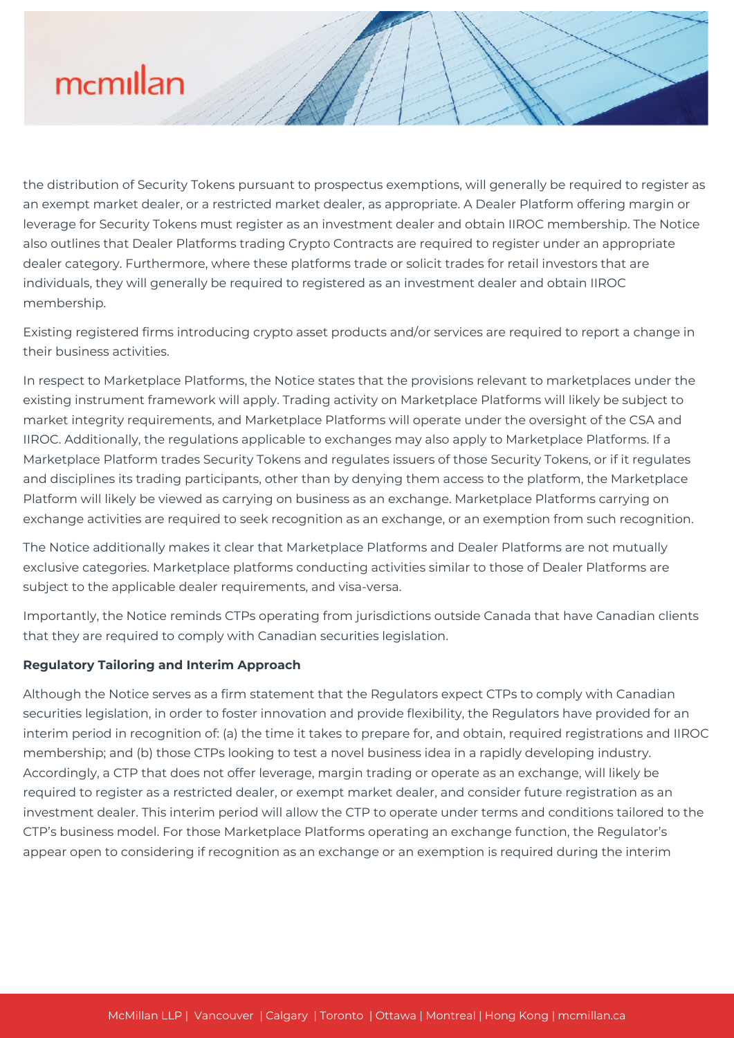the distribution of Security Tokens pursuant to prospectus exemptions, will generally be required to register as an exempt market dealer, or a restricted market dealer, as appropriate. A Dealer Platform offering margin or leverage for Security Tokens must register as an investment dealer and obtain IIROC membership. The Notice also outlines that Dealer Platforms trading Crypto Contracts are required to register under an appropriate dealer category. Furthermore, where these platforms trade or solicit trades for retail investors that are individuals, they will generally be required to registered as an investment dealer and obtain IIROC membership.

Existing registered firms introducing crypto asset products and/or services are required to report a change in their business activities.

In respect to Marketplace Platforms, the Notice states that the provisions relevant to marketplaces under the existing instrument framework will apply. Trading activity on Marketplace Platforms will likely be subject to market integrity requirements, and Marketplace Platforms will operate under the oversight of the CSA and IIROC. Additionally, the regulations applicable to exchanges may also apply to Marketplace Platforms. If a Marketplace Platform trades Security Tokens and regulates issuers of those Security Tokens, or if it regulates and disciplines its trading participants, other than by denying them access to the platform, the Marketplace Platform will likely be viewed as carrying on business as an exchange. Marketplace Platforms carrying on exchange activities are required to seek recognition as an exchange, or an exemption from such recognition.

The Notice additionally makes it clear that Marketplace Platforms and Dealer Platforms are not mutually exclusive categories. Marketplace platforms conducting activities similar to those of Dealer Platforms are subject to the applicable dealer requirements, and visa-versa.

Importantly, the Notice reminds CTPs operating from jurisdictions outside Canada that have Canadian clients that they are required to comply with Canadian securities legislation.

**Regulatory Tailoring and Interim Approach**

Although the Notice serves as a firm statement that the Regulators expect CTPs to comply with Canadian securities legislation, in order to foster innovation and provide flexibility, the Regulators have provided for an interim period in recognition of: (a) the time it takes to prepare for, and obtain, required registrations and IIROC membership; and (b) those CTPs looking to test a novel business idea in a rapidly developing industry. Accordingly, a CTP that does not offer leverage, margin trading or operate as an exchange, will likely be required to register as a restricted dealer, or exempt market dealer, and consider future registration as an investment dealer. This interim period will allow the CTP to operate under terms and conditions tailored to the CTP's business model. For those Marketplace Platforms operating an exchange function, the Regulator's appear open to considering if recognition as an exchange or an exemption is required during the interim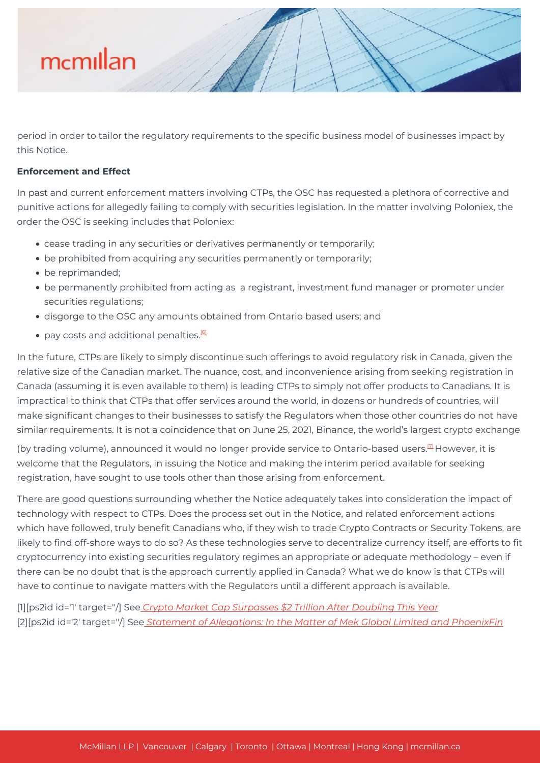period in order to tailor the regulatory requirements to the specific business model of businesses impact by this Notice.

**Enforcement and Effect**

In past and current enforcement matters involving CTPs, the OSC has requested a plethora of corrective and punitive actions for allegedly failing to comply with securities legislation. In the matter involving Poloniex, the order the OSC is seeking includes that Poloniex:

- cease trading in any securities or derivatives permanently or temporarily;
- be prohibited from acquiring any securities permanently or temporarily;
- be reprimanded;
- be permanently prohibited from acting as a registrant, investment fund manager or promoter under securities regulations;
- disgorge to the OSC any amounts obtained from Ontario based users; and
- pay costs and additional penalties.[6]

In the future, CTPs are likely to simply discontinue such offerings to avoid regulatory risk in Canada, given the relative size of the Canadian market. The nuance, cost, and inconvenience arising from seeking registration in Canada (assuming it is even available to them) is leading CTPs to simply not offer products to Canadians. It is impractical to think that CTPs that offer services around the world, in dozens or hundreds of countries, will make significant changes to their businesses to satisfy the Regulators when those other countries do not have similar requirements. It is not a coincidence that on June 25, 2021, Binance, the world's largest crypto exchange (by trading volume), announced it would no longer provide service to Ontario-based users.[7] However, it is welcome that the Regulators, in issuing the Notice and making the interim period available for seeking registration, have sought to use tools other than those arising from enforcement.

There are good questions surrounding whether the Notice adequately takes into consideration the impact of technology with respect to CTPs. Does the process set out in the Notice, and related enforcement actions which have followed, truly benefit Canadians who, if they wish to trade Crypto Contracts or Security Tokens, are likely to find off-shore ways to do so? As these technologies serve to decentralize currency itself, are efforts to fit cryptocurrency into existing securities regulatory regimes an appropriate or adequate methodology – even if there can be no doubt that is the approach currently applied in Canada? What we do know is that CTPs will have to continue to navigate matters with the Regulators until a different approach is available.

[1][ps2id id='1' target=''/] See *Crypto Market Cap Surpasses $2 Trillion After Doubling This Year*
[2][ps2id id='2' target=''/] See *Statement of Allegations: In the Matter of Mek Global Limited and PhoenixFin*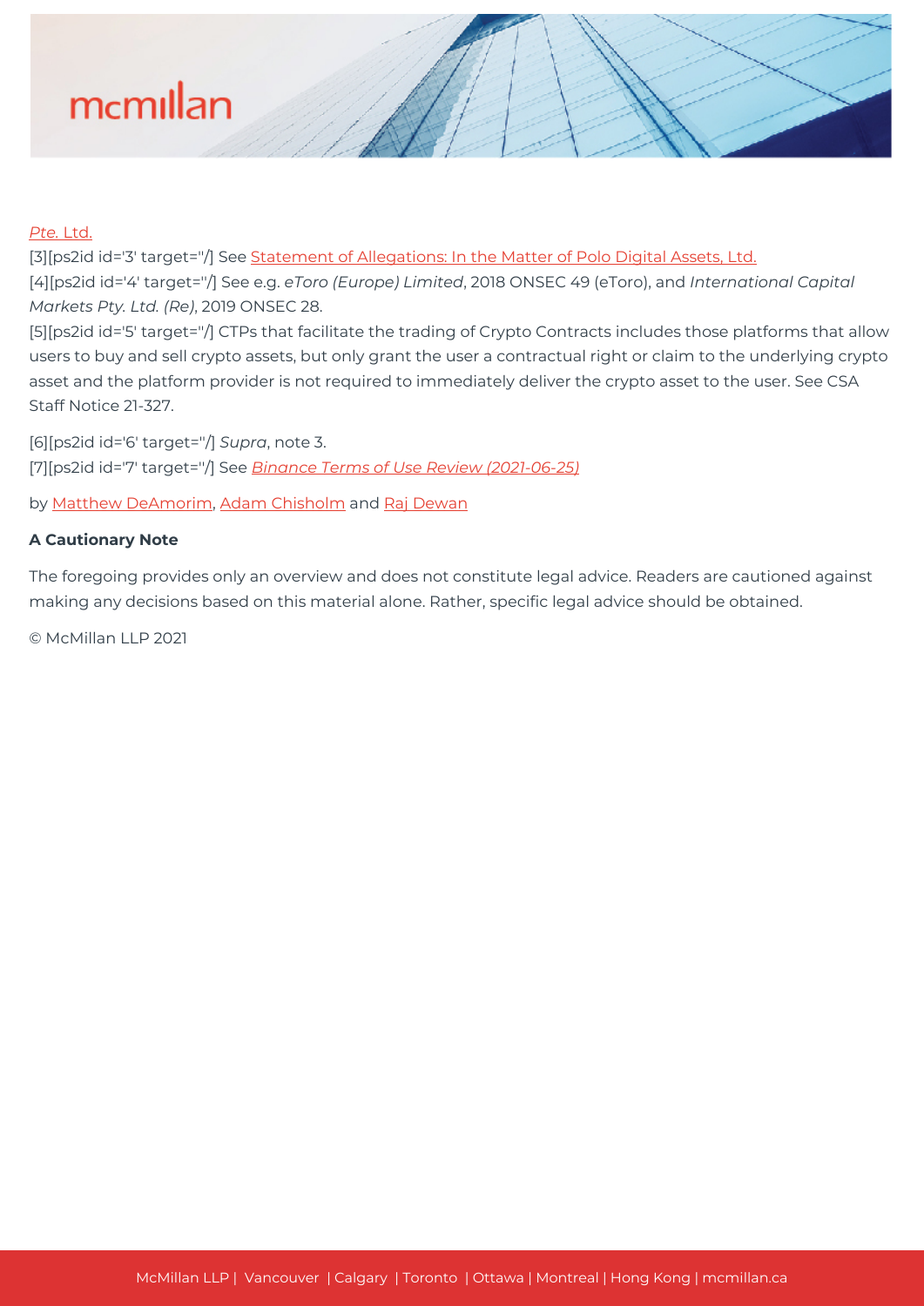*Pte.* Ltd.

[3][ps2id id='3' target=''/] See Statement of Allegations: In the Matter of Polo Digital Assets, Ltd.

[4][ps2id id='4' target=''/] See e.g. *eToro (Europe) Limited*, 2018 ONSEC 49 (eToro), and *International Capital Markets Pty. Ltd. (Re)*, 2019 ONSEC 28.

[5][ps2id id='5' target=''/] CTPs that facilitate the trading of Crypto Contracts includes those platforms that allow users to buy and sell crypto assets, but only grant the user a contractual right or claim to the underlying crypto asset and the platform provider is not required to immediately deliver the crypto asset to the user. See CSA Staff Notice 21-327.

[6][ps2id id='6' target=''/] *Supra*, note 3.

[7][ps2id id='7' target=''/] See *Binance Terms of Use Review (2021-06-25)*

by Matthew DeAmorim, Adam Chisholm and Raj Dewan

**A Cautionary Note**

The foregoing provides only an overview and does not constitute legal advice. Readers are cautioned against making any decisions based on this material alone. Rather, specific legal advice should be obtained.

© McMillan LLP 2021